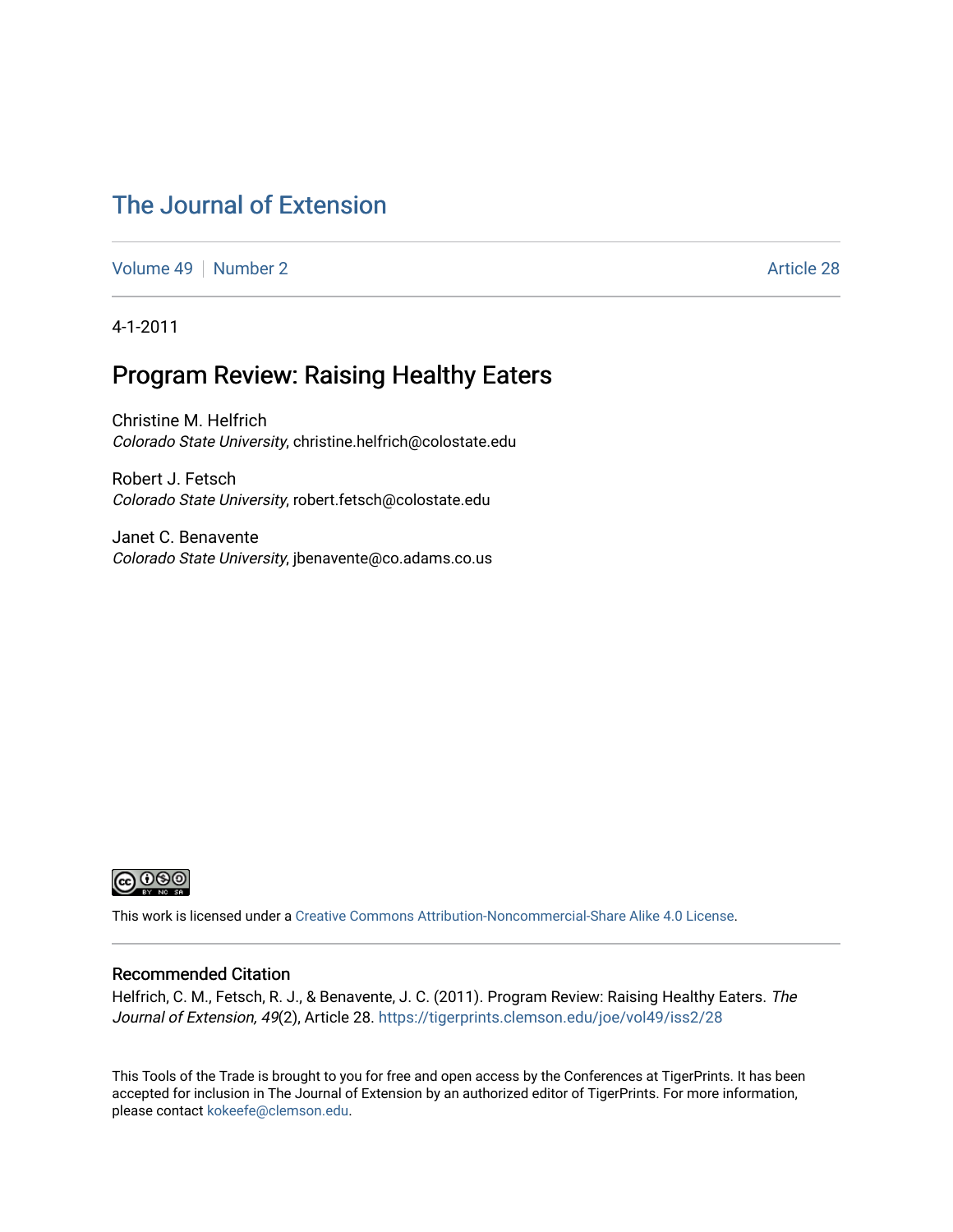# The Journal of Extension

Volume 49 | Number 2 | Article 28

4-1-2011

## Program Review: Raising Healthy Eaters

Christine M. Helfrich
*Colorado State University*, christine.helfrich@colostate.edu

Robert J. Fetsch
*Colorado State University*, robert.fetsch@colostate.edu

Janet C. Benavente
*Colorado State University*, jbenavente@co.adams.co.us

This work is licensed under a Creative Commons Attribution-Noncommercial-Share Alike 4.0 License.

### Recommended Citation

Helfrich, C. M., Fetsch, R. J., & Benavente, J. C. (2011). Program Review: Raising Healthy Eaters. *The Journal of Extension, 49*(2), Article 28. https://tigerprints.clemson.edu/joe/vol49/iss2/28

This Tools of the Trade is brought to you for free and open access by the Conferences at TigerPrints. It has been accepted for inclusion in The Journal of Extension by an authorized editor of TigerPrints. For more information, please contact kokeefe@clemson.edu.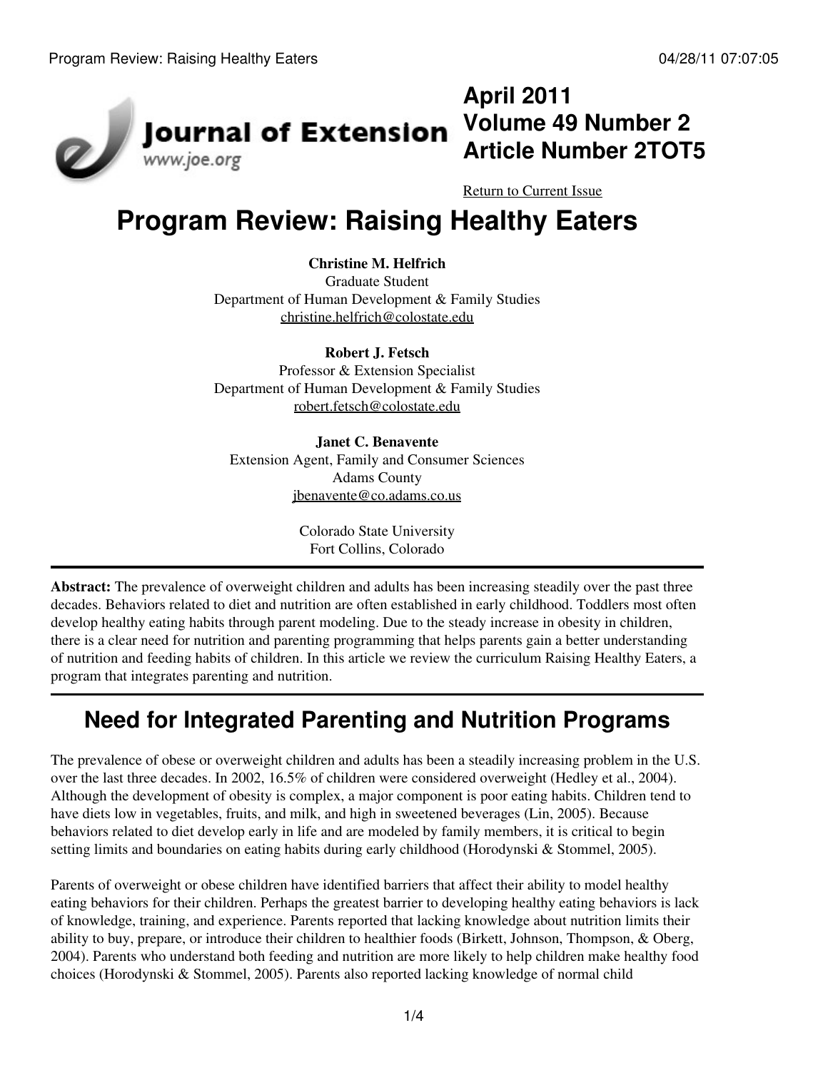# Program Review: Raising Healthy Eaters

**Christine M. Helfrich**
Graduate Student
Department of Human Development & Family Studies
christine.helfrich@colostate.edu

**Robert J. Fetsch**
Professor & Extension Specialist
Department of Human Development & Family Studies
robert.fetsch@colostate.edu

**Janet C. Benavente**
Extension Agent, Family and Consumer Sciences
Adams County
jbenavente@co.adams.co.us

Colorado State University
Fort Collins, Colorado

**Abstract:** The prevalence of overweight children and adults has been increasing steadily over the past three decades. Behaviors related to diet and nutrition are often established in early childhood. Toddlers most often develop healthy eating habits through parent modeling. Due to the steady increase in obesity in children, there is a clear need for nutrition and parenting programming that helps parents gain a better understanding of nutrition and feeding habits of children. In this article we review the curriculum Raising Healthy Eaters, a program that integrates parenting and nutrition.

## Need for Integrated Parenting and Nutrition Programs

The prevalence of obese or overweight children and adults has been a steadily increasing problem in the U.S. over the last three decades. In 2002, 16.5% of children were considered overweight (Hedley et al., 2004). Although the development of obesity is complex, a major component is poor eating habits. Children tend to have diets low in vegetables, fruits, and milk, and high in sweetened beverages (Lin, 2005). Because behaviors related to diet develop early in life and are modeled by family members, it is critical to begin setting limits and boundaries on eating habits during early childhood (Horodynski & Stommel, 2005).

Parents of overweight or obese children have identified barriers that affect their ability to model healthy eating behaviors for their children. Perhaps the greatest barrier to developing healthy eating behaviors is lack of knowledge, training, and experience. Parents reported that lacking knowledge about nutrition limits their ability to buy, prepare, or introduce their children to healthier foods (Birkett, Johnson, Thompson, & Oberg, 2004). Parents who understand both feeding and nutrition are more likely to help children make healthy food choices (Horodynski & Stommel, 2005). Parents also reported lacking knowledge of normal child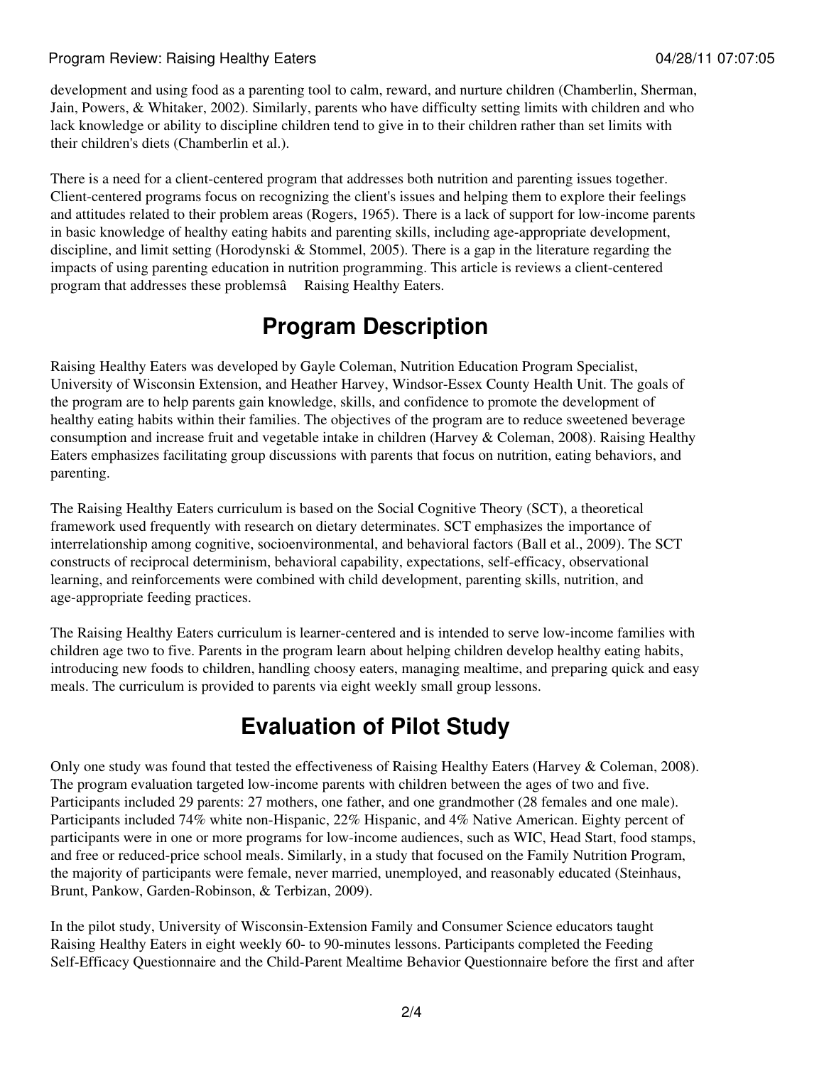development and using food as a parenting tool to calm, reward, and nurture children (Chamberlin, Sherman, Jain, Powers, & Whitaker, 2002). Similarly, parents who have difficulty setting limits with children and who lack knowledge or ability to discipline children tend to give in to their children rather than set limits with their children's diets (Chamberlin et al.).

There is a need for a client-centered program that addresses both nutrition and parenting issues together. Client-centered programs focus on recognizing the client's issues and helping them to explore their feelings and attitudes related to their problem areas (Rogers, 1965). There is a lack of support for low-income parents in basic knowledge of healthy eating habits and parenting skills, including age-appropriate development, discipline, and limit setting (Horodynski & Stommel, 2005). There is a gap in the literature regarding the impacts of using parenting education in nutrition programming. This article is reviews a client-centered program that addresses these problemsâ  Raising Healthy Eaters.

## Program Description

Raising Healthy Eaters was developed by Gayle Coleman, Nutrition Education Program Specialist, University of Wisconsin Extension, and Heather Harvey, Windsor-Essex County Health Unit. The goals of the program are to help parents gain knowledge, skills, and confidence to promote the development of healthy eating habits within their families. The objectives of the program are to reduce sweetened beverage consumption and increase fruit and vegetable intake in children (Harvey & Coleman, 2008). Raising Healthy Eaters emphasizes facilitating group discussions with parents that focus on nutrition, eating behaviors, and parenting.

The Raising Healthy Eaters curriculum is based on the Social Cognitive Theory (SCT), a theoretical framework used frequently with research on dietary determinates. SCT emphasizes the importance of interrelationship among cognitive, socioenvironmental, and behavioral factors (Ball et al., 2009). The SCT constructs of reciprocal determinism, behavioral capability, expectations, self-efficacy, observational learning, and reinforcements were combined with child development, parenting skills, nutrition, and age-appropriate feeding practices.

The Raising Healthy Eaters curriculum is learner-centered and is intended to serve low-income families with children age two to five. Parents in the program learn about helping children develop healthy eating habits, introducing new foods to children, handling choosy eaters, managing mealtime, and preparing quick and easy meals. The curriculum is provided to parents via eight weekly small group lessons.

## Evaluation of Pilot Study

Only one study was found that tested the effectiveness of Raising Healthy Eaters (Harvey & Coleman, 2008). The program evaluation targeted low-income parents with children between the ages of two and five. Participants included 29 parents: 27 mothers, one father, and one grandmother (28 females and one male). Participants included 74% white non-Hispanic, 22% Hispanic, and 4% Native American. Eighty percent of participants were in one or more programs for low-income audiences, such as WIC, Head Start, food stamps, and free or reduced-price school meals. Similarly, in a study that focused on the Family Nutrition Program, the majority of participants were female, never married, unemployed, and reasonably educated (Steinhaus, Brunt, Pankow, Garden-Robinson, & Terbizan, 2009).

In the pilot study, University of Wisconsin-Extension Family and Consumer Science educators taught Raising Healthy Eaters in eight weekly 60- to 90-minutes lessons. Participants completed the Feeding Self-Efficacy Questionnaire and the Child-Parent Mealtime Behavior Questionnaire before the first and after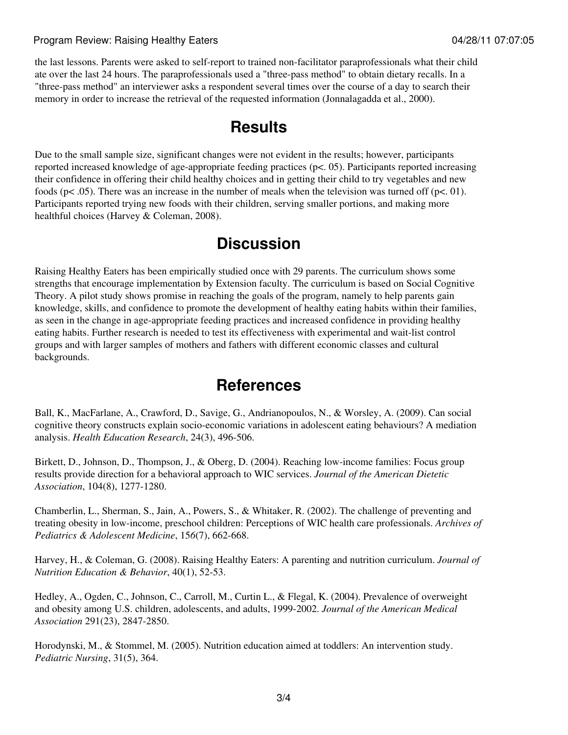the last lessons. Parents were asked to self-report to trained non-facilitator paraprofessionals what their child ate over the last 24 hours. The paraprofessionals used a "three-pass method" to obtain dietary recalls. In a "three-pass method" an interviewer asks a respondent several times over the course of a day to search their memory in order to increase the retrieval of the requested information (Jonnalagadda et al., 2000).

## Results

Due to the small sample size, significant changes were not evident in the results; however, participants reported increased knowledge of age-appropriate feeding practices ($p < .05$). Participants reported increasing their confidence in offering their child healthy choices and in getting their child to try vegetables and new foods ($p < .05$). There was an increase in the number of meals when the television was turned off ($p < .01$). Participants reported trying new foods with their children, serving smaller portions, and making more healthful choices (Harvey & Coleman, 2008).

## Discussion

Raising Healthy Eaters has been empirically studied once with 29 parents. The curriculum shows some strengths that encourage implementation by Extension faculty. The curriculum is based on Social Cognitive Theory. A pilot study shows promise in reaching the goals of the program, namely to help parents gain knowledge, skills, and confidence to promote the development of healthy eating habits within their families, as seen in the change in age-appropriate feeding practices and increased confidence in providing healthy eating habits. Further research is needed to test its effectiveness with experimental and wait-list control groups and with larger samples of mothers and fathers with different economic classes and cultural backgrounds.

## References

Ball, K., MacFarlane, A., Crawford, D., Savige, G., Andrianopoulos, N., & Worsley, A. (2009). Can social cognitive theory constructs explain socio-economic variations in adolescent eating behaviours? A mediation analysis. *Health Education Research*, 24(3), 496-506.

Birkett, D., Johnson, D., Thompson, J., & Oberg, D. (2004). Reaching low-income families: Focus group results provide direction for a behavioral approach to WIC services. *Journal of the American Dietetic Association*, 104(8), 1277-1280.

Chamberlin, L., Sherman, S., Jain, A., Powers, S., & Whitaker, R. (2002). The challenge of preventing and treating obesity in low-income, preschool children: Perceptions of WIC health care professionals. *Archives of Pediatrics & Adolescent Medicine*, 156(7), 662-668.

Harvey, H., & Coleman, G. (2008). Raising Healthy Eaters: A parenting and nutrition curriculum. *Journal of Nutrition Education & Behavior*, 40(1), 52-53.

Hedley, A., Ogden, C., Johnson, C., Carroll, M., Curtin L., & Flegal, K. (2004). Prevalence of overweight and obesity among U.S. children, adolescents, and adults, 1999-2002. *Journal of the American Medical Association* 291(23), 2847-2850.

Horodynski, M., & Stommel, M. (2005). Nutrition education aimed at toddlers: An intervention study. *Pediatric Nursing*, 31(5), 364.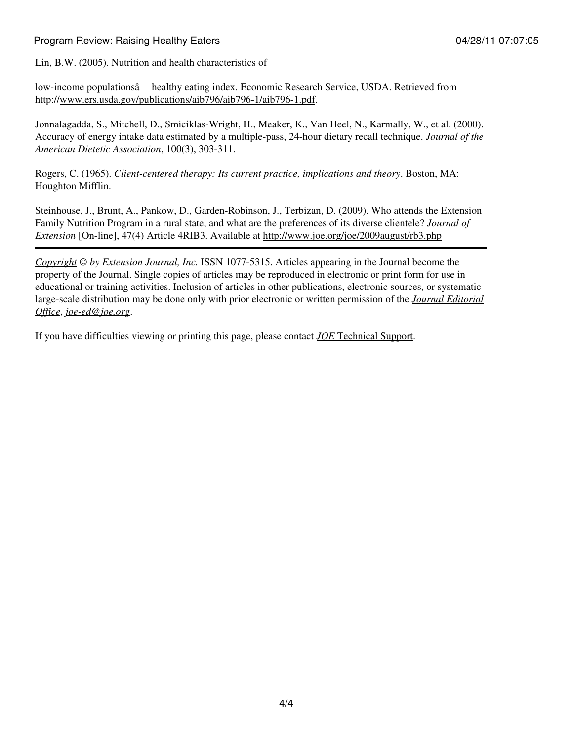Lin, B.W. (2005). Nutrition and health characteristics of

low-income populationsâ healthy eating index. Economic Research Service, USDA. Retrieved from http://www.ers.usda.gov/publications/aib796/aib796-1/aib796-1.pdf.

Jonnalagadda, S., Mitchell, D., Smiciklas-Wright, H., Meaker, K., Van Heel, N., Karmally, W., et al. (2000). Accuracy of energy intake data estimated by a multiple-pass, 24-hour dietary recall technique. *Journal of the American Dietetic Association*, 100(3), 303-311.

Rogers, C. (1965). *Client-centered therapy: Its current practice, implications and theory*. Boston, MA: Houghton Mifflin.

Steinhouse, J., Brunt, A., Pankow, D., Garden-Robinson, J., Terbizan, D. (2009). Who attends the Extension Family Nutrition Program in a rural state, and what are the preferences of its diverse clientele? *Journal of Extension* [On-line], 47(4) Article 4RIB3. Available at http://www.joe.org/joe/2009august/rb3.php

---

*Copyright* © *by Extension Journal, Inc.* ISSN 1077-5315. Articles appearing in the Journal become the property of the Journal. Single copies of articles may be reproduced in electronic or print form for use in educational or training activities. Inclusion of articles in other publications, electronic sources, or systematic large-scale distribution may be done only with prior electronic or written permission of the *Journal Editorial Office*, *joe-ed@joe.org*.

If you have difficulties viewing or printing this page, please contact *JOE* Technical Support.